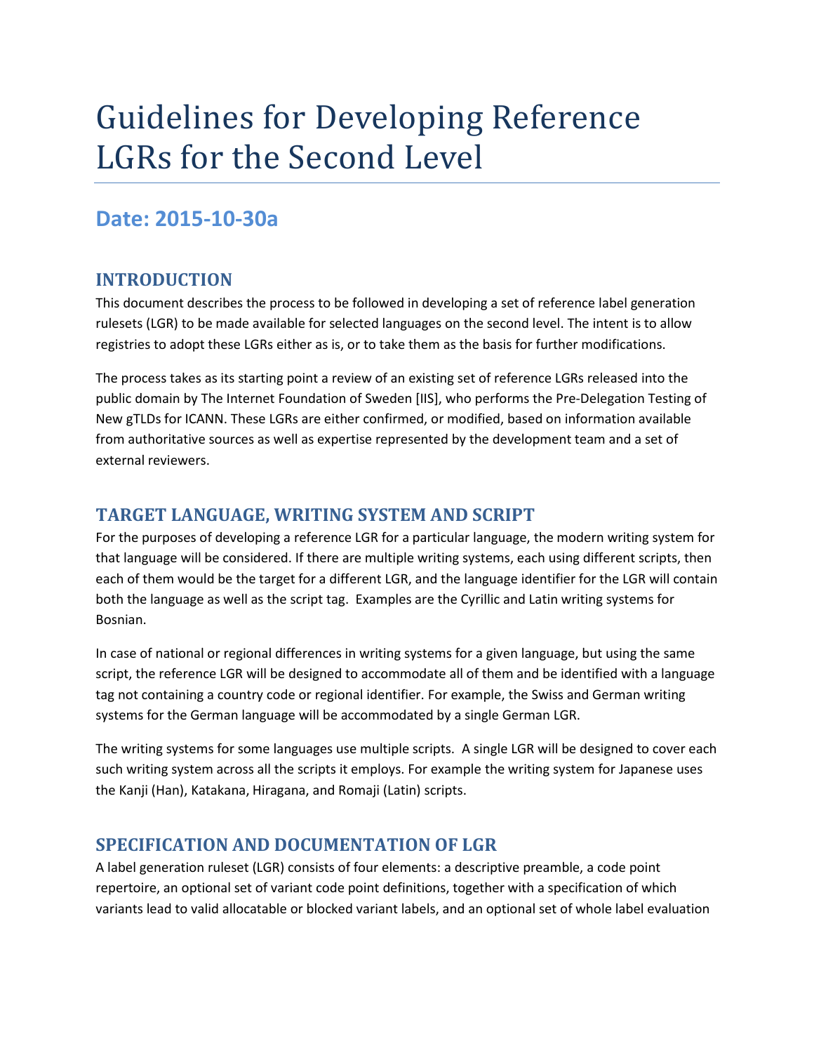# Guidelines for Developing Reference LGRs for the Second Level

## Date: 2015-10-30a

### INTRODUCTION

This document describes the process to be followed in developing a set of reference label generation rulesets (LGR) to be made available for selected languages on the second level. The intent is to allow registries to adopt these LGRs either as is, or to take them as the basis for further modifications.

The process takes as its starting point a review of an existing set of reference LGRs released into the public domain by The Internet Foundation of Sweden [IIS], who performs the Pre-Delegation Testing of New gTLDs for ICANN. These LGRs are either confirmed, or modified, based on information available from authoritative sources as well as expertise represented by the development team and a set of external reviewers.

### TARGET LANGUAGE, WRITING SYSTEM AND SCRIPT

For the purposes of developing a reference LGR for a particular language, the modern writing system for that language will be considered. If there are multiple writing systems, each using different scripts, then each of them would be the target for a different LGR, and the language identifier for the LGR will contain both the language as well as the script tag. Examples are the Cyrillic and Latin writing systems for Bosnian.

In case of national or regional differences in writing systems for a given language, but using the same script, the reference LGR will be designed to accommodate all of them and be identified with a language tag not containing a country code or regional identifier. For example, the Swiss and German writing systems for the German language will be accommodated by a single German LGR.

The writing systems for some languages use multiple scripts. A single LGR will be designed to cover each such writing system across all the scripts it employs. For example the writing system for Japanese uses the Kanji (Han), Katakana, Hiragana, and Romaji (Latin) scripts.

### SPECIFICATION AND DOCUMENTATION OF LGR

A label generation ruleset (LGR) consists of four elements: a descriptive preamble, a code point repertoire, an optional set of variant code point definitions, together with a specification of which variants lead to valid allocatable or blocked variant labels, and an optional set of whole label evaluation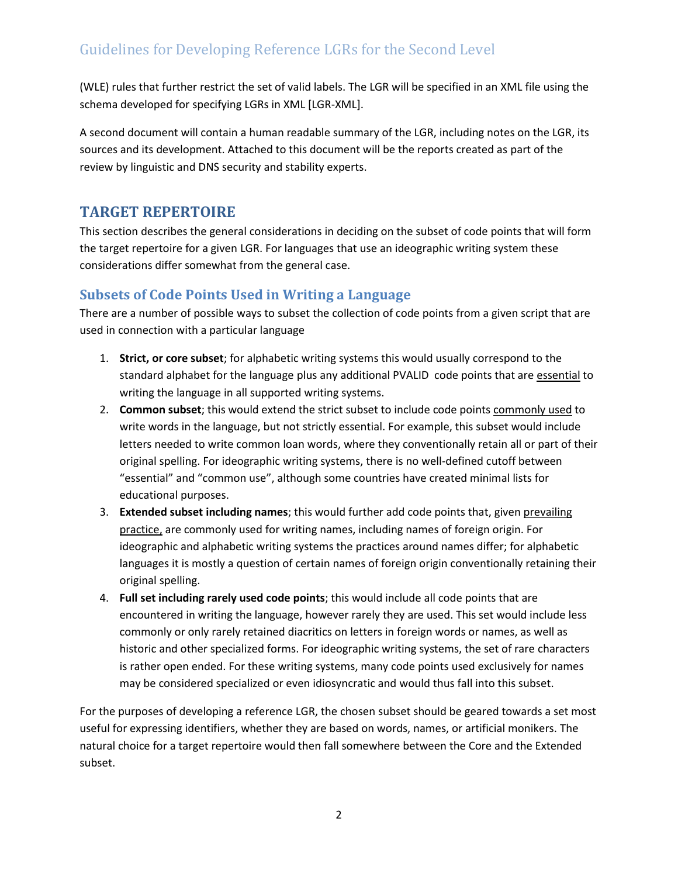(WLE) rules that further restrict the set of valid labels. The LGR will be specified in an XML file using the schema developed for specifying LGRs in XML [LGR-XML].

A second document will contain a human readable summary of the LGR, including notes on the LGR, its sources and its development. Attached to this document will be the reports created as part of the review by linguistic and DNS security and stability experts.

## TARGET REPERTOIRE

This section describes the general considerations in deciding on the subset of code points that will form the target repertoire for a given LGR. For languages that use an ideographic writing system these considerations differ somewhat from the general case.

### Subsets of Code Points Used in Writing a Language

There are a number of possible ways to subset the collection of code points from a given script that are used in connection with a particular language

1. **Strict, or core subset**; for alphabetic writing systems this would usually correspond to the standard alphabet for the language plus any additional PVALID code points that are essential to writing the language in all supported writing systems.
2. **Common subset**; this would extend the strict subset to include code points commonly used to write words in the language, but not strictly essential. For example, this subset would include letters needed to write common loan words, where they conventionally retain all or part of their original spelling. For ideographic writing systems, there is no well-defined cutoff between "essential" and "common use", although some countries have created minimal lists for educational purposes.
3. **Extended subset including names**; this would further add code points that, given prevailing practice, are commonly used for writing names, including names of foreign origin. For ideographic and alphabetic writing systems the practices around names differ; for alphabetic languages it is mostly a question of certain names of foreign origin conventionally retaining their original spelling.
4. **Full set including rarely used code points**; this would include all code points that are encountered in writing the language, however rarely they are used. This set would include less commonly or only rarely retained diacritics on letters in foreign words or names, as well as historic and other specialized forms. For ideographic writing systems, the set of rare characters is rather open ended. For these writing systems, many code points used exclusively for names may be considered specialized or even idiosyncratic and would thus fall into this subset.

For the purposes of developing a reference LGR, the chosen subset should be geared towards a set most useful for expressing identifiers, whether they are based on words, names, or artificial monikers. The natural choice for a target repertoire would then fall somewhere between the Core and the Extended subset.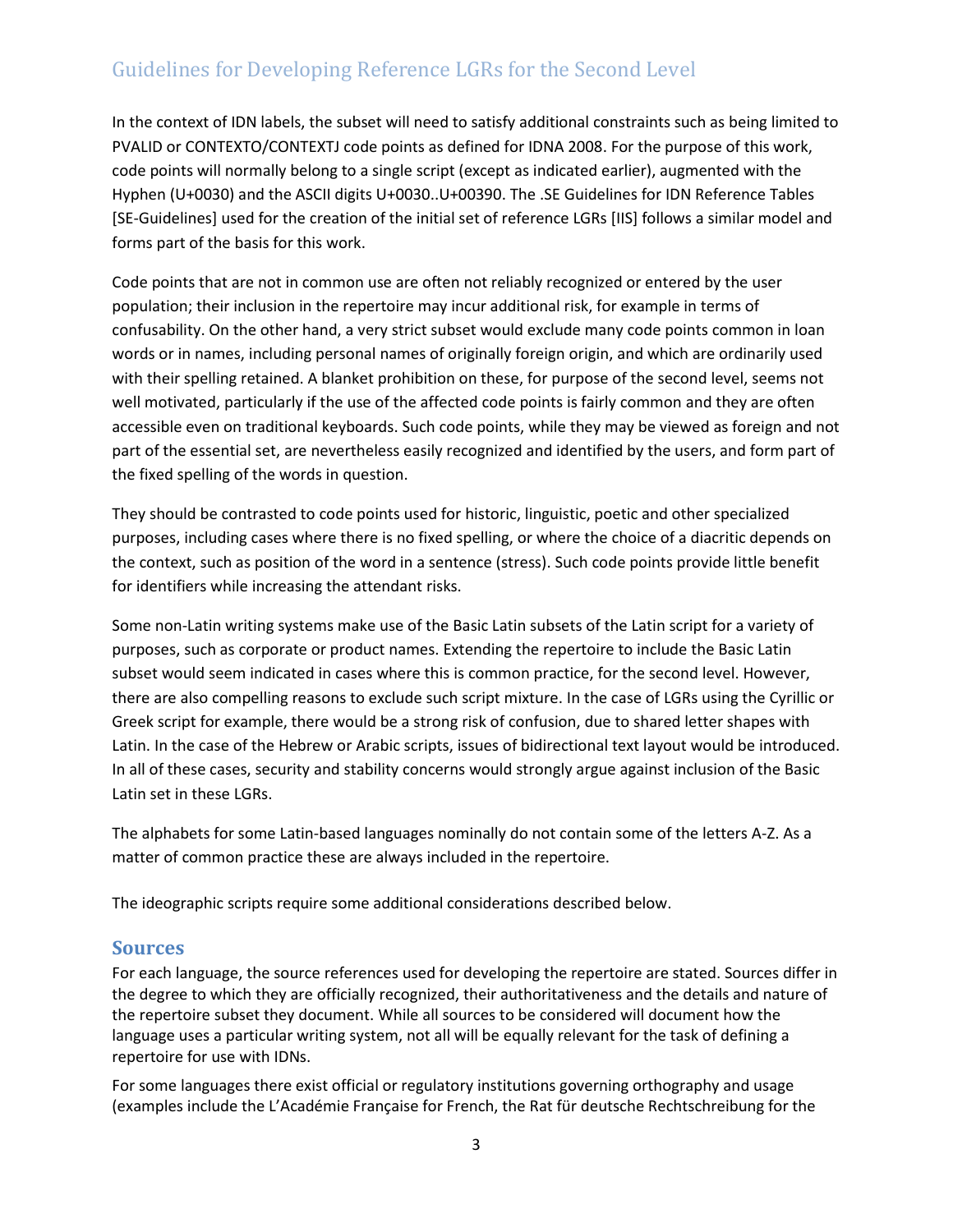In the context of IDN labels, the subset will need to satisfy additional constraints such as being limited to PVALID or CONTEXTO/CONTEXTJ code points as defined for IDNA 2008. For the purpose of this work, code points will normally belong to a single script (except as indicated earlier), augmented with the Hyphen (U+0030) and the ASCII digits U+0030..U+00390. The .SE Guidelines for IDN Reference Tables [SE-Guidelines] used for the creation of the initial set of reference LGRs [IIS] follows a similar model and forms part of the basis for this work.

Code points that are not in common use are often not reliably recognized or entered by the user population; their inclusion in the repertoire may incur additional risk, for example in terms of confusability. On the other hand, a very strict subset would exclude many code points common in loan words or in names, including personal names of originally foreign origin, and which are ordinarily used with their spelling retained. A blanket prohibition on these, for purpose of the second level, seems not well motivated, particularly if the use of the affected code points is fairly common and they are often accessible even on traditional keyboards. Such code points, while they may be viewed as foreign and not part of the essential set, are nevertheless easily recognized and identified by the users, and form part of the fixed spelling of the words in question.

They should be contrasted to code points used for historic, linguistic, poetic and other specialized purposes, including cases where there is no fixed spelling, or where the choice of a diacritic depends on the context, such as position of the word in a sentence (stress). Such code points provide little benefit for identifiers while increasing the attendant risks.

Some non-Latin writing systems make use of the Basic Latin subsets of the Latin script for a variety of purposes, such as corporate or product names. Extending the repertoire to include the Basic Latin subset would seem indicated in cases where this is common practice, for the second level. However, there are also compelling reasons to exclude such script mixture. In the case of LGRs using the Cyrillic or Greek script for example, there would be a strong risk of confusion, due to shared letter shapes with Latin. In the case of the Hebrew or Arabic scripts, issues of bidirectional text layout would be introduced. In all of these cases, security and stability concerns would strongly argue against inclusion of the Basic Latin set in these LGRs.

The alphabets for some Latin-based languages nominally do not contain some of the letters A-Z. As a matter of common practice these are always included in the repertoire.

The ideographic scripts require some additional considerations described below.

## Sources

For each language, the source references used for developing the repertoire are stated. Sources differ in the degree to which they are officially recognized, their authoritativeness and the details and nature of the repertoire subset they document. While all sources to be considered will document how the language uses a particular writing system, not all will be equally relevant for the task of defining a repertoire for use with IDNs.

For some languages there exist official or regulatory institutions governing orthography and usage (examples include the L'Académie Française for French, the Rat für deutsche Rechtschreibung for the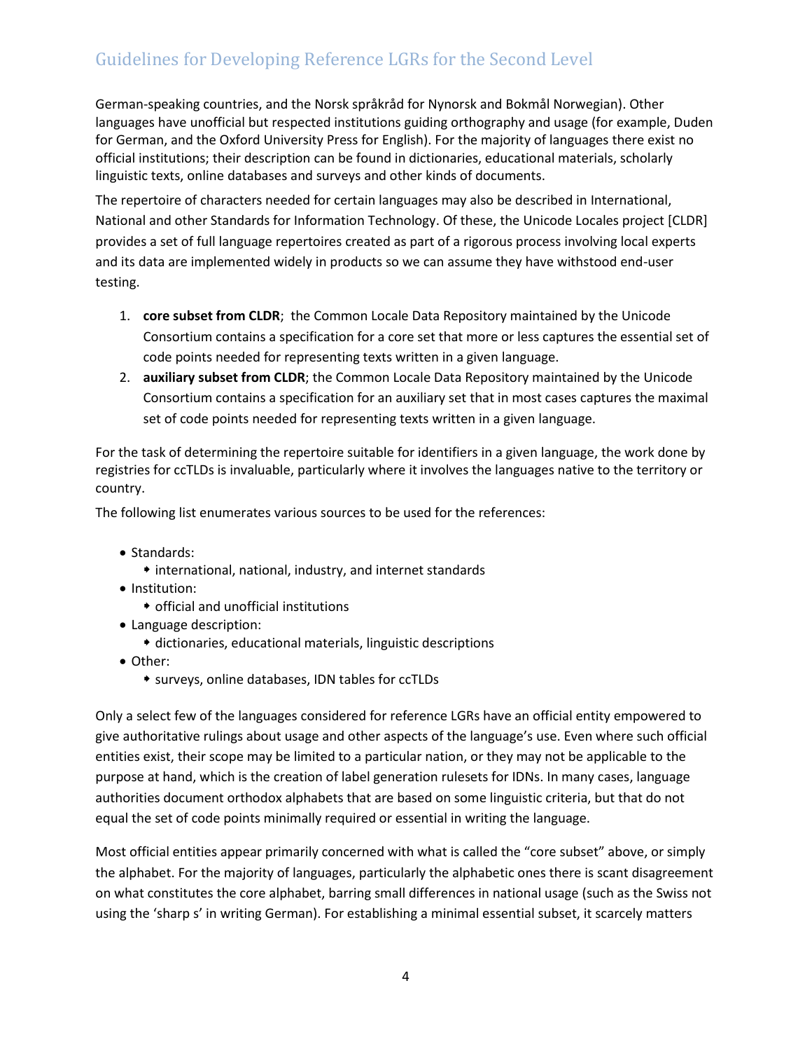German-speaking countries, and the Norsk språkråd for Nynorsk and Bokmål Norwegian). Other languages have unofficial but respected institutions guiding orthography and usage (for example, Duden for German, and the Oxford University Press for English). For the majority of languages there exist no official institutions; their description can be found in dictionaries, educational materials, scholarly linguistic texts, online databases and surveys and other kinds of documents.

The repertoire of characters needed for certain languages may also be described in International, National and other Standards for Information Technology. Of these, the Unicode Locales project [CLDR] provides a set of full language repertoires created as part of a rigorous process involving local experts and its data are implemented widely in products so we can assume they have withstood end-user testing.

1. **core subset from CLDR**; the Common Locale Data Repository maintained by the Unicode Consortium contains a specification for a core set that more or less captures the essential set of code points needed for representing texts written in a given language.
2. **auxiliary subset from CLDR**; the Common Locale Data Repository maintained by the Unicode Consortium contains a specification for an auxiliary set that in most cases captures the maximal set of code points needed for representing texts written in a given language.

For the task of determining the repertoire suitable for identifiers in a given language, the work done by registries for ccTLDs is invaluable, particularly where it involves the languages native to the territory or country.

The following list enumerates various sources to be used for the references:

- Standards:
  - international, national, industry, and internet standards
- Institution:
  - official and unofficial institutions
- Language description:
  - dictionaries, educational materials, linguistic descriptions
- Other:
  - surveys, online databases, IDN tables for ccTLDs

Only a select few of the languages considered for reference LGRs have an official entity empowered to give authoritative rulings about usage and other aspects of the language's use. Even where such official entities exist, their scope may be limited to a particular nation, or they may not be applicable to the purpose at hand, which is the creation of label generation rulesets for IDNs. In many cases, language authorities document orthodox alphabets that are based on some linguistic criteria, but that do not equal the set of code points minimally required or essential in writing the language.

Most official entities appear primarily concerned with what is called the "core subset" above, or simply the alphabet. For the majority of languages, particularly the alphabetic ones there is scant disagreement on what constitutes the core alphabet, barring small differences in national usage (such as the Swiss not using the 'sharp s' in writing German). For establishing a minimal essential subset, it scarcely matters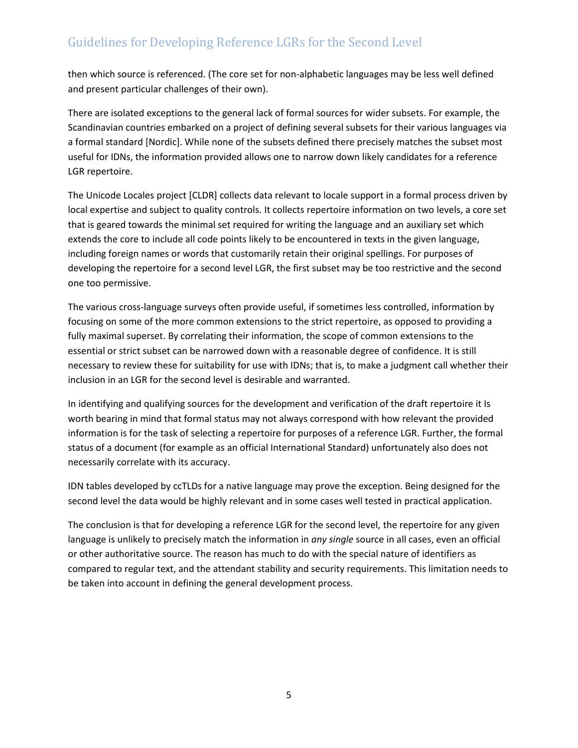then which source is referenced. (The core set for non-alphabetic languages may be less well defined and present particular challenges of their own).

There are isolated exceptions to the general lack of formal sources for wider subsets. For example, the Scandinavian countries embarked on a project of defining several subsets for their various languages via a formal standard [Nordic]. While none of the subsets defined there precisely matches the subset most useful for IDNs, the information provided allows one to narrow down likely candidates for a reference LGR repertoire.

The Unicode Locales project [CLDR] collects data relevant to locale support in a formal process driven by local expertise and subject to quality controls. It collects repertoire information on two levels, a core set that is geared towards the minimal set required for writing the language and an auxiliary set which extends the core to include all code points likely to be encountered in texts in the given language, including foreign names or words that customarily retain their original spellings. For purposes of developing the repertoire for a second level LGR, the first subset may be too restrictive and the second one too permissive.

The various cross-language surveys often provide useful, if sometimes less controlled, information by focusing on some of the more common extensions to the strict repertoire, as opposed to providing a fully maximal superset. By correlating their information, the scope of common extensions to the essential or strict subset can be narrowed down with a reasonable degree of confidence. It is still necessary to review these for suitability for use with IDNs; that is, to make a judgment call whether their inclusion in an LGR for the second level is desirable and warranted.

In identifying and qualifying sources for the development and verification of the draft repertoire it Is worth bearing in mind that formal status may not always correspond with how relevant the provided information is for the task of selecting a repertoire for purposes of a reference LGR. Further, the formal status of a document (for example as an official International Standard) unfortunately also does not necessarily correlate with its accuracy.

IDN tables developed by ccTLDs for a native language may prove the exception. Being designed for the second level the data would be highly relevant and in some cases well tested in practical application.

The conclusion is that for developing a reference LGR for the second level, the repertoire for any given language is unlikely to precisely match the information in *any single* source in all cases, even an official or other authoritative source. The reason has much to do with the special nature of identifiers as compared to regular text, and the attendant stability and security requirements. This limitation needs to be taken into account in defining the general development process.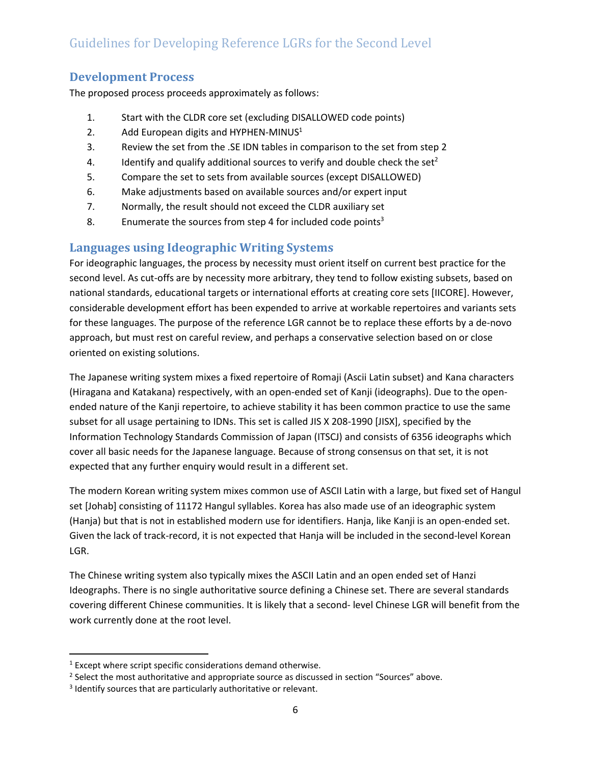## Development Process

The proposed process proceeds approximately as follows:

1. Start with the CLDR core set (excluding DISALLOWED code points)
2. Add European digits and HYPHEN-MINUS[1]
3. Review the set from the .SE IDN tables in comparison to the set from step 2
4. Identify and qualify additional sources to verify and double check the set[2]
5. Compare the set to sets from available sources (except DISALLOWED)
6. Make adjustments based on available sources and/or expert input
7. Normally, the result should not exceed the CLDR auxiliary set
8. Enumerate the sources from step 4 for included code points[3]

## Languages using Ideographic Writing Systems

For ideographic languages, the process by necessity must orient itself on current best practice for the second level. As cut-offs are by necessity more arbitrary, they tend to follow existing subsets, based on national standards, educational targets or international efforts at creating core sets [IICORE]. However, considerable development effort has been expended to arrive at workable repertoires and variants sets for these languages. The purpose of the reference LGR cannot be to replace these efforts by a de-novo approach, but must rest on careful review, and perhaps a conservative selection based on or close oriented on existing solutions.

The Japanese writing system mixes a fixed repertoire of Romaji (Ascii Latin subset) and Kana characters (Hiragana and Katakana) respectively, with an open-ended set of Kanji (ideographs). Due to the open-ended nature of the Kanji repertoire, to achieve stability it has been common practice to use the same subset for all usage pertaining to IDNs. This set is called JIS X 208-1990 [JISX], specified by the Information Technology Standards Commission of Japan (ITSCJ) and consists of 6356 ideographs which cover all basic needs for the Japanese language. Because of strong consensus on that set, it is not expected that any further enquiry would result in a different set.

The modern Korean writing system mixes common use of ASCII Latin with a large, but fixed set of Hangul set [Johab] consisting of 11172 Hangul syllables. Korea has also made use of an ideographic system (Hanja) but that is not in established modern use for identifiers. Hanja, like Kanji is an open-ended set. Given the lack of track-record, it is not expected that Hanja will be included in the second-level Korean LGR.

The Chinese writing system also typically mixes the ASCII Latin and an open ended set of Hanzi Ideographs. There is no single authoritative source defining a Chinese set. There are several standards covering different Chinese communities. It is likely that a second- level Chinese LGR will benefit from the work currently done at the root level.

---

[1] Except where script specific considerations demand otherwise.

[2] Select the most authoritative and appropriate source as discussed in section "Sources" above.

[3] Identify sources that are particularly authoritative or relevant.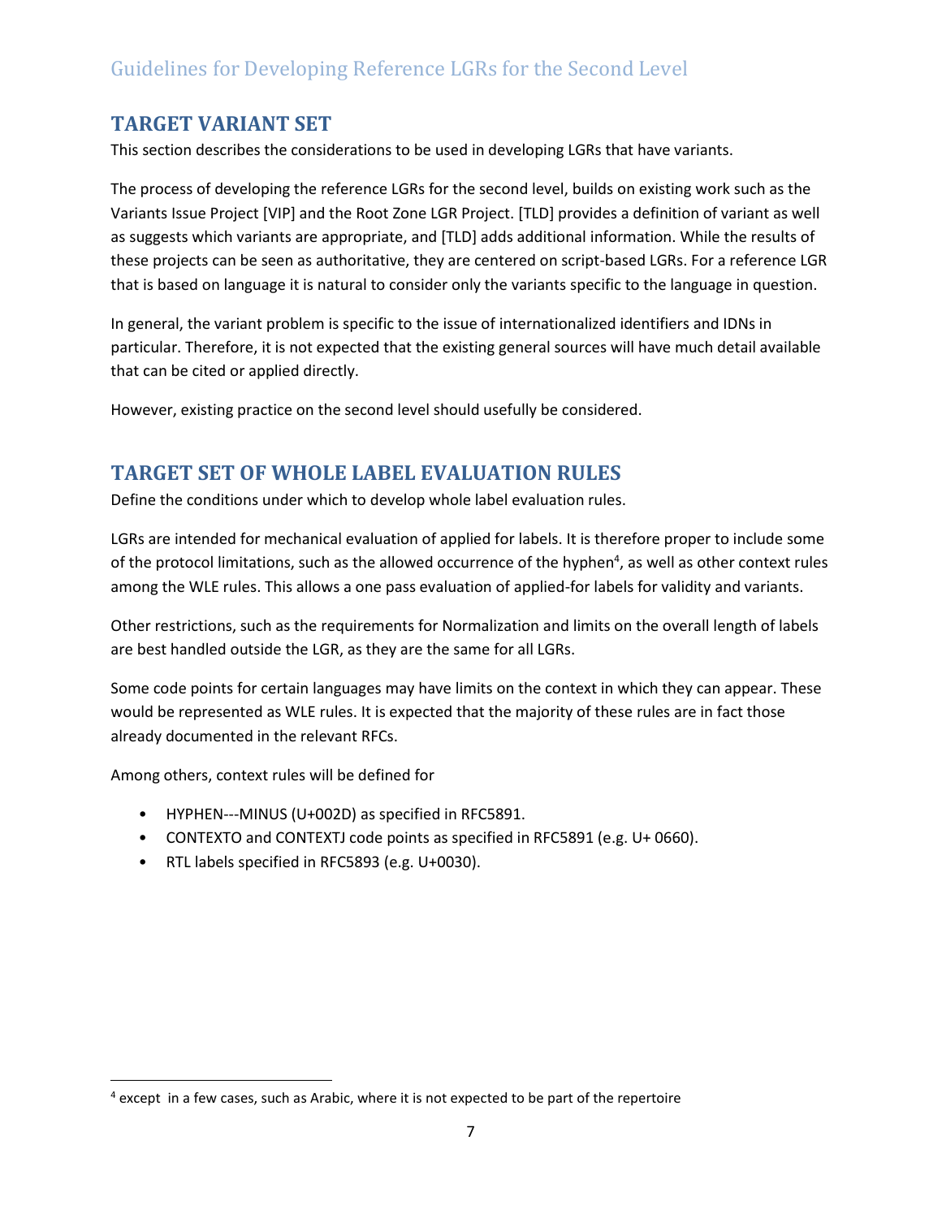## TARGET VARIANT SET

This section describes the considerations to be used in developing LGRs that have variants.

The process of developing the reference LGRs for the second level, builds on existing work such as the Variants Issue Project [VIP] and the Root Zone LGR Project. [TLD] provides a definition of variant as well as suggests which variants are appropriate, and [TLD] adds additional information. While the results of these projects can be seen as authoritative, they are centered on script-based LGRs. For a reference LGR that is based on language it is natural to consider only the variants specific to the language in question.

In general, the variant problem is specific to the issue of internationalized identifiers and IDNs in particular. Therefore, it is not expected that the existing general sources will have much detail available that can be cited or applied directly.

However, existing practice on the second level should usefully be considered.

## TARGET SET OF WHOLE LABEL EVALUATION RULES

Define the conditions under which to develop whole label evaluation rules.

LGRs are intended for mechanical evaluation of applied for labels. It is therefore proper to include some of the protocol limitations, such as the allowed occurrence of the hyphen[4], as well as other context rules among the WLE rules. This allows a one pass evaluation of applied-for labels for validity and variants.

Other restrictions, such as the requirements for Normalization and limits on the overall length of labels are best handled outside the LGR, as they are the same for all LGRs.

Some code points for certain languages may have limits on the context in which they can appear. These would be represented as WLE rules. It is expected that the majority of these rules are in fact those already documented in the relevant RFCs.

Among others, context rules will be defined for

- HYPHEN---MINUS (U+002D) as specified in RFC5891.
- CONTEXTO and CONTEXTJ code points as specified in RFC5891 (e.g. U+ 0660).
- RTL labels specified in RFC5893 (e.g. U+0030).

[4] except in a few cases, such as Arabic, where it is not expected to be part of the repertoire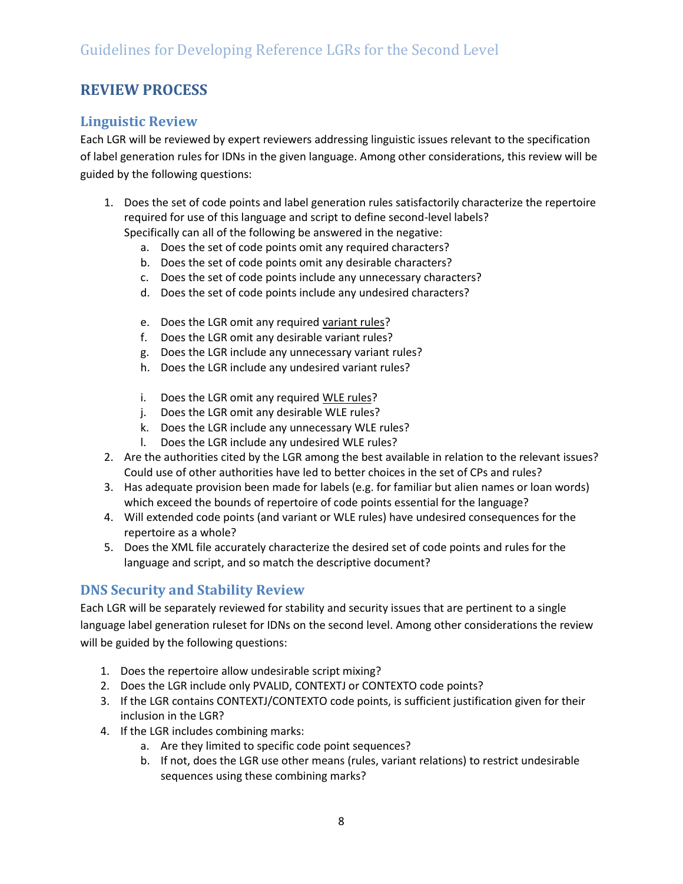## REVIEW PROCESS

### Linguistic Review

Each LGR will be reviewed by expert reviewers addressing linguistic issues relevant to the specification of label generation rules for IDNs in the given language. Among other considerations, this review will be guided by the following questions:

1. Does the set of code points and label generation rules satisfactorily characterize the repertoire required for use of this language and script to define second-level labels?
   Specifically can all of the following be answered in the negative:
   a. Does the set of code points omit any required characters?
   b. Does the set of code points omit any desirable characters?
   c. Does the set of code points include any unnecessary characters?
   d. Does the set of code points include any undesired characters?

   e. Does the LGR omit any required variant rules?
   f. Does the LGR omit any desirable variant rules?
   g. Does the LGR include any unnecessary variant rules?
   h. Does the LGR include any undesired variant rules?

   i. Does the LGR omit any required WLE rules?
   j. Does the LGR omit any desirable WLE rules?
   k. Does the LGR include any unnecessary WLE rules?
   l. Does the LGR include any undesired WLE rules?
2. Are the authorities cited by the LGR among the best available in relation to the relevant issues? Could use of other authorities have led to better choices in the set of CPs and rules?
3. Has adequate provision been made for labels (e.g. for familiar but alien names or loan words) which exceed the bounds of repertoire of code points essential for the language?
4. Will extended code points (and variant or WLE rules) have undesired consequences for the repertoire as a whole?
5. Does the XML file accurately characterize the desired set of code points and rules for the language and script, and so match the descriptive document?

### DNS Security and Stability Review

Each LGR will be separately reviewed for stability and security issues that are pertinent to a single language label generation ruleset for IDNs on the second level. Among other considerations the review will be guided by the following questions:

1. Does the repertoire allow undesirable script mixing?
2. Does the LGR include only PVALID, CONTEXTJ or CONTEXTO code points?
3. If the LGR contains CONTEXTJ/CONTEXTO code points, is sufficient justification given for their inclusion in the LGR?
4. If the LGR includes combining marks:
   a. Are they limited to specific code point sequences?
   b. If not, does the LGR use other means (rules, variant relations) to restrict undesirable sequences using these combining marks?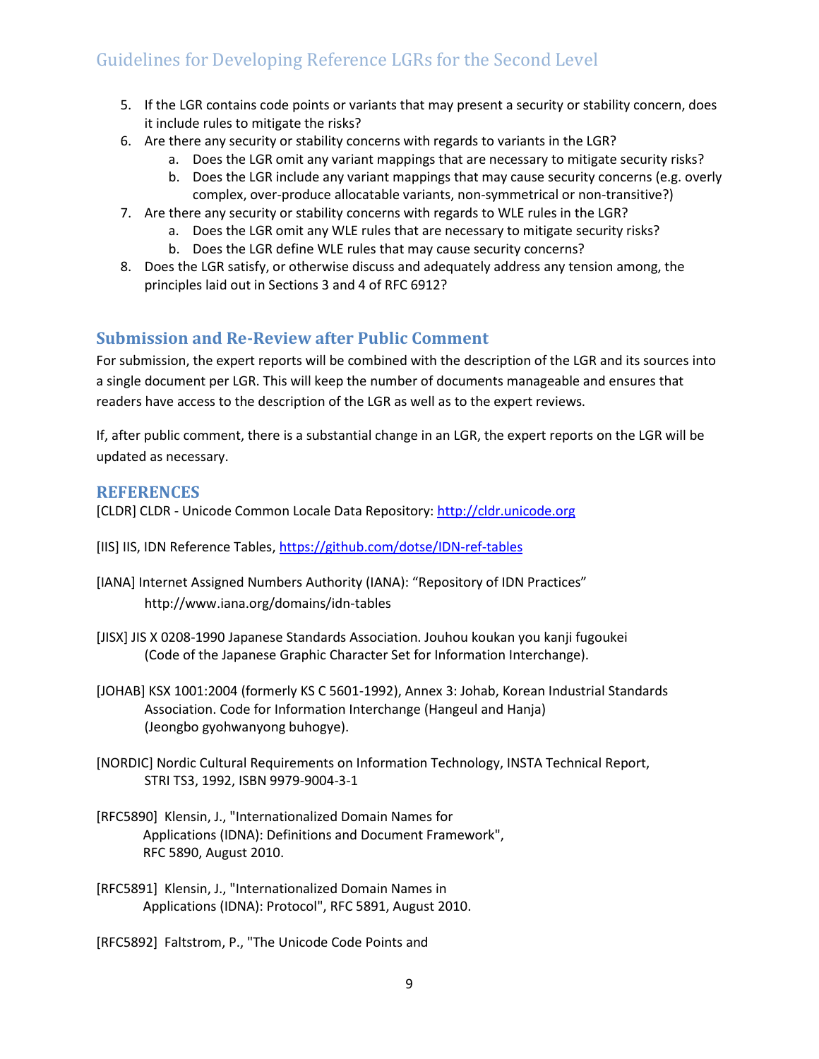5. If the LGR contains code points or variants that may present a security or stability concern, does it include rules to mitigate the risks?
6. Are there any security or stability concerns with regards to variants in the LGR?
    a. Does the LGR omit any variant mappings that are necessary to mitigate security risks?
    b. Does the LGR include any variant mappings that may cause security concerns (e.g. overly complex, over-produce allocatable variants, non-symmetrical or non-transitive?)
7. Are there any security or stability concerns with regards to WLE rules in the LGR?
    a. Does the LGR omit any WLE rules that are necessary to mitigate security risks?
    b. Does the LGR define WLE rules that may cause security concerns?
8. Does the LGR satisfy, or otherwise discuss and adequately address any tension among, the principles laid out in Sections 3 and 4 of RFC 6912?

## Submission and Re-Review after Public Comment

For submission, the expert reports will be combined with the description of the LGR and its sources into a single document per LGR. This will keep the number of documents manageable and ensures that readers have access to the description of the LGR as well as to the expert reviews.

If, after public comment, there is a substantial change in an LGR, the expert reports on the LGR will be updated as necessary.

## REFERENCES

[CLDR] CLDR - Unicode Common Locale Data Repository: http://cldr.unicode.org

[IIS] IIS, IDN Reference Tables, https://github.com/dotse/IDN-ref-tables

[IANA] Internet Assigned Numbers Authority (IANA): “Repository of IDN Practices”
    http://www.iana.org/domains/idn-tables

[JISX] JIS X 0208-1990 Japanese Standards Association. Jouhou koukan you kanji fugoukei
    (Code of the Japanese Graphic Character Set for Information Interchange).

[JOHAB] KSX 1001:2004 (formerly KS C 5601-1992), Annex 3: Johab, Korean Industrial Standards
    Association. Code for Information Interchange (Hangeul and Hanja)
    (Jeongbo gyohwanyong buhogye).

[NORDIC] Nordic Cultural Requirements on Information Technology, INSTA Technical Report,
    STRI TS3, 1992, ISBN 9979-9004-3-1

[RFC5890] Klensin, J., "Internationalized Domain Names for
    Applications (IDNA): Definitions and Document Framework",
    RFC 5890, August 2010.

[RFC5891] Klensin, J., "Internationalized Domain Names in
    Applications (IDNA): Protocol", RFC 5891, August 2010.

[RFC5892] Faltstrom, P., "The Unicode Code Points and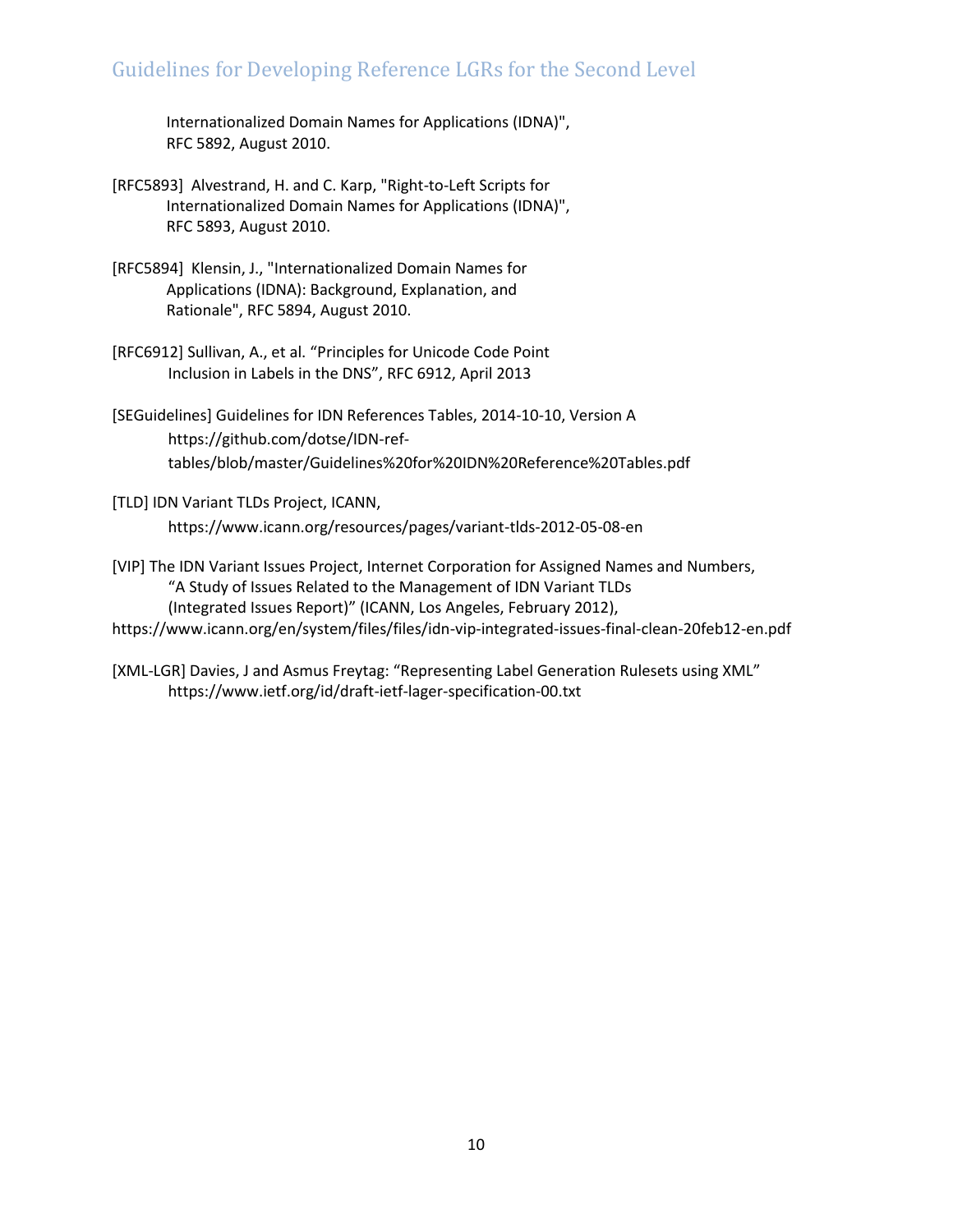Internationalized Domain Names for Applications (IDNA)", RFC 5892, August 2010.

[RFC5893] Alvestrand, H. and C. Karp, "Right-to-Left Scripts for Internationalized Domain Names for Applications (IDNA)", RFC 5893, August 2010.

[RFC5894] Klensin, J., "Internationalized Domain Names for Applications (IDNA): Background, Explanation, and Rationale", RFC 5894, August 2010.

[RFC6912] Sullivan, A., et al. "Principles for Unicode Code Point Inclusion in Labels in the DNS", RFC 6912, April 2013

[SEGuidelines] Guidelines for IDN References Tables, 2014-10-10, Version A https://github.com/dotse/IDN-ref-tables/blob/master/Guidelines%20for%20IDN%20Reference%20Tables.pdf

[TLD] IDN Variant TLDs Project, ICANN, https://www.icann.org/resources/pages/variant-tlds-2012-05-08-en

[VIP] The IDN Variant Issues Project, Internet Corporation for Assigned Names and Numbers, "A Study of Issues Related to the Management of IDN Variant TLDs (Integrated Issues Report)" (ICANN, Los Angeles, February 2012), https://www.icann.org/en/system/files/files/idn-vip-integrated-issues-final-clean-20feb12-en.pdf

[XML-LGR] Davies, J and Asmus Freytag: "Representing Label Generation Rulesets using XML" https://www.ietf.org/id/draft-ietf-lager-specification-00.txt